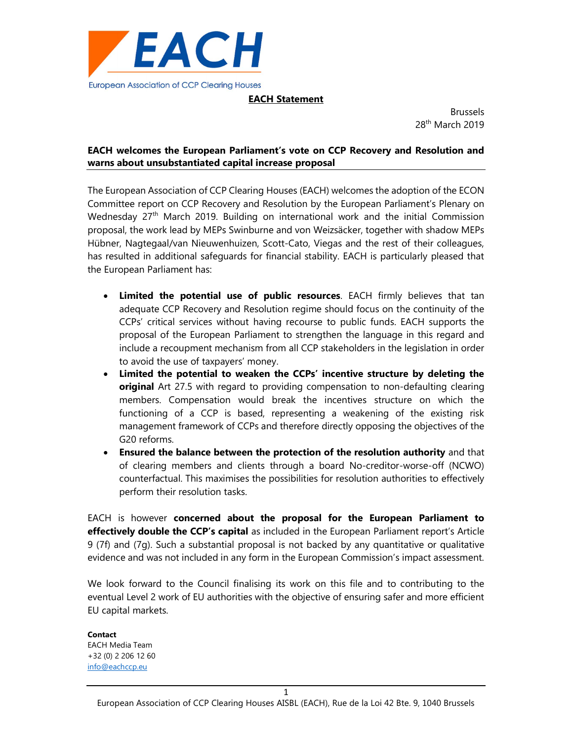European Association of CCP Clearing Houses

**EACH Statement**

Brussels
28th March 2019

**EACH welcomes the European Parliament's vote on CCP Recovery and Resolution and warns about unsubstantiated capital increase proposal**

The European Association of CCP Clearing Houses (EACH) welcomes the adoption of the ECON Committee report on CCP Recovery and Resolution by the European Parliament's Plenary on Wednesday 27th March 2019. Building on international work and the initial Commission proposal, the work lead by MEPs Swinburne and von Weizsäcker, together with shadow MEPs Hübner, Nagtegaal/van Nieuwenhuizen, Scott-Cato, Viegas and the rest of their colleagues, has resulted in additional safeguards for financial stability. EACH is particularly pleased that the European Parliament has:

- **Limited the potential use of public resources**. EACH firmly believes that tan adequate CCP Recovery and Resolution regime should focus on the continuity of the CCPs' critical services without having recourse to public funds. EACH supports the proposal of the European Parliament to strengthen the language in this regard and include a recoupment mechanism from all CCP stakeholders in the legislation in order to avoid the use of taxpayers' money.
- **Limited the potential to weaken the CCPs' incentive structure by deleting the original** Art 27.5 with regard to providing compensation to non-defaulting clearing members. Compensation would break the incentives structure on which the functioning of a CCP is based, representing a weakening of the existing risk management framework of CCPs and therefore directly opposing the objectives of the G20 reforms.
- **Ensured the balance between the protection of the resolution authority** and that of clearing members and clients through a board No-creditor-worse-off (NCWO) counterfactual. This maximises the possibilities for resolution authorities to effectively perform their resolution tasks.

EACH is however **concerned about the proposal for the European Parliament to effectively double the CCP's capital** as included in the European Parliament report's Article 9 (7f) and (7g). Such a substantial proposal is not backed by any quantitative or qualitative evidence and was not included in any form in the European Commission's impact assessment.

We look forward to the Council finalising its work on this file and to contributing to the eventual Level 2 work of EU authorities with the objective of ensuring safer and more efficient EU capital markets.

**Contact**
EACH Media Team
+32 (0) 2 206 12 60
info@eachccp.eu

European Association of CCP Clearing Houses AISBL (EACH), Rue de la Loi 42 Bte. 9, 1040 Brussels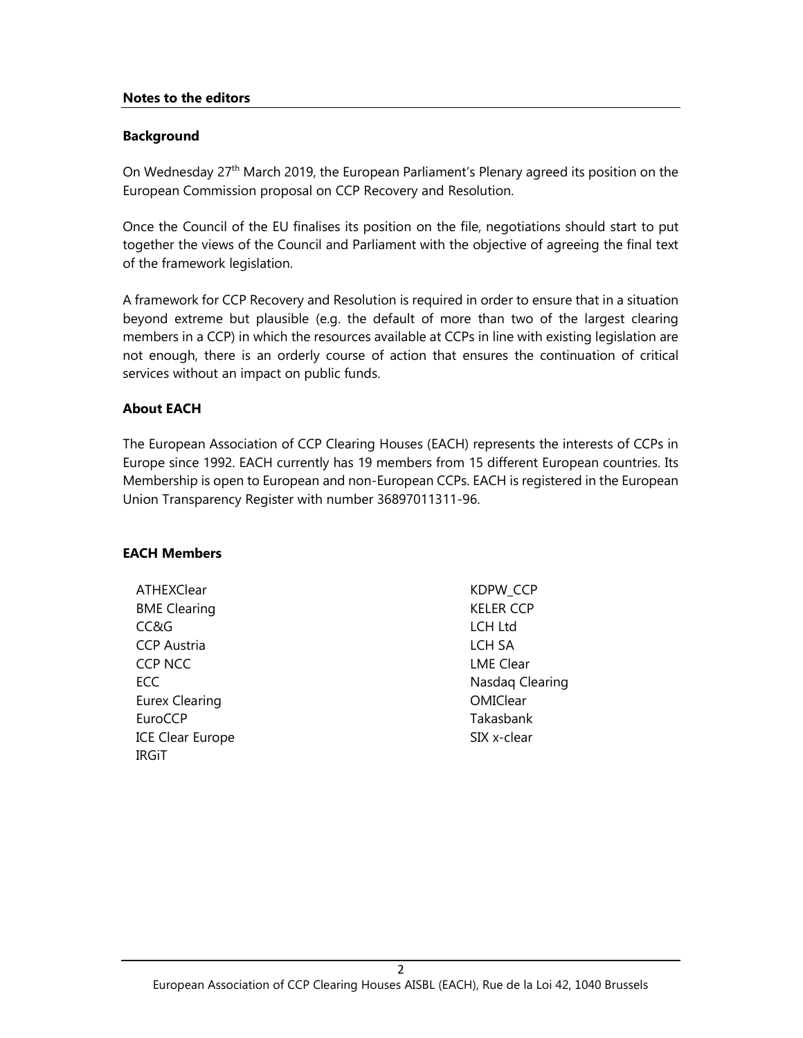**Notes to the editors**

**Background**

On Wednesday 27th March 2019, the European Parliament's Plenary agreed its position on the European Commission proposal on CCP Recovery and Resolution.

Once the Council of the EU finalises its position on the file, negotiations should start to put together the views of the Council and Parliament with the objective of agreeing the final text of the framework legislation.

A framework for CCP Recovery and Resolution is required in order to ensure that in a situation beyond extreme but plausible (e.g. the default of more than two of the largest clearing members in a CCP) in which the resources available at CCPs in line with existing legislation are not enough, there is an orderly course of action that ensures the continuation of critical services without an impact on public funds.

**About EACH**

The European Association of CCP Clearing Houses (EACH) represents the interests of CCPs in Europe since 1992. EACH currently has 19 members from 15 different European countries. Its Membership is open to European and non-European CCPs. EACH is registered in the European Union Transparency Register with number 36897011311-96.

**EACH Members**

- ATHEXClear
- BME Clearing
- CC&G
- CCP Austria
- CCP NCC
- ECC
- Eurex Clearing
- EuroCCP
- ICE Clear Europe
- IRGiT
- KDPW_CCP
- KELER CCP
- LCH Ltd
- LCH SA
- LME Clear
- Nasdaq Clearing
- OMIClear
- Takasbank
- SIX x-clear

European Association of CCP Clearing Houses AISBL (EACH), Rue de la Loi 42, 1040 Brussels